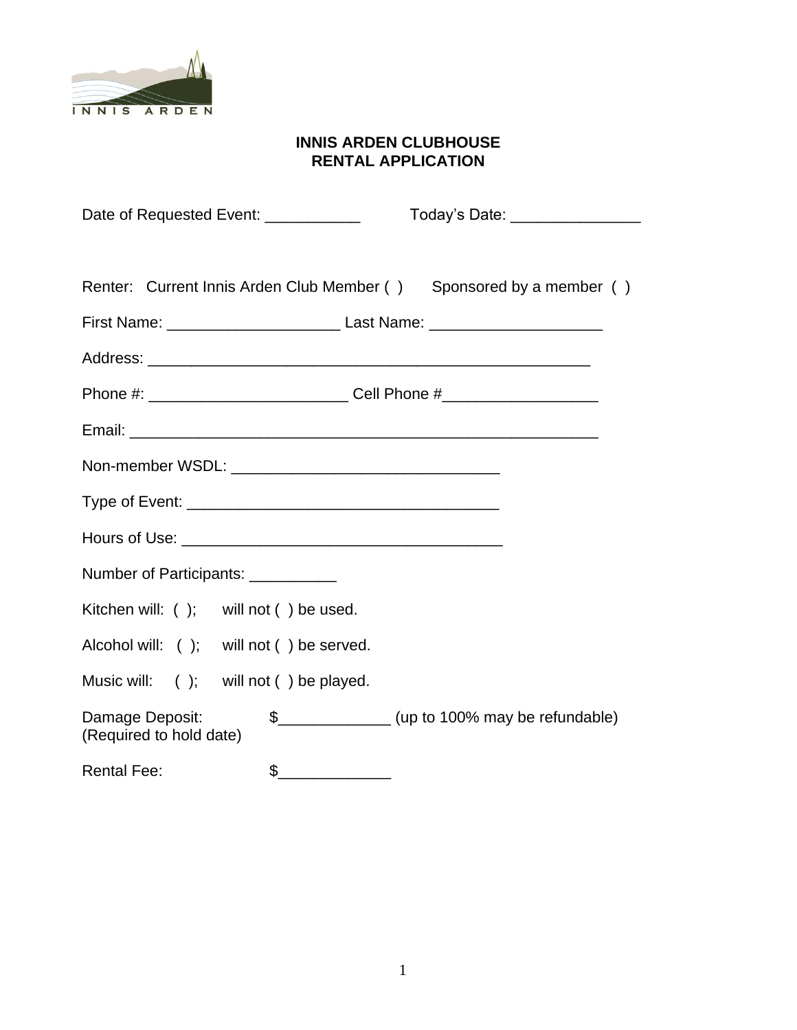INNIS ARDEN

# INNIS ARDEN CLUBHOUSE
# RENTAL APPLICATION

Date of Requested Event: ___________ Today's Date: _______________

Renter: Current Innis Arden Club Member ( ) Sponsored by a member ( )

First Name: ____________________ Last Name: ____________________

Address: _____________________________________________________

Phone #: _______________________ Cell Phone #__________________

Email: _______________________________________________________

Non-member WSDL: _______________________________

Type of Event: ____________________________________

Hours of Use: _____________________________________

Number of Participants: __________

Kitchen will: ( ); will not ( ) be used.

Alcohol will: ( ); will not ( ) be served.

Music will: ( ); will not ( ) be played.

Damage Deposit: $_____________ (up to 100% may be refundable)
(Required to hold date)

Rental Fee: $_____________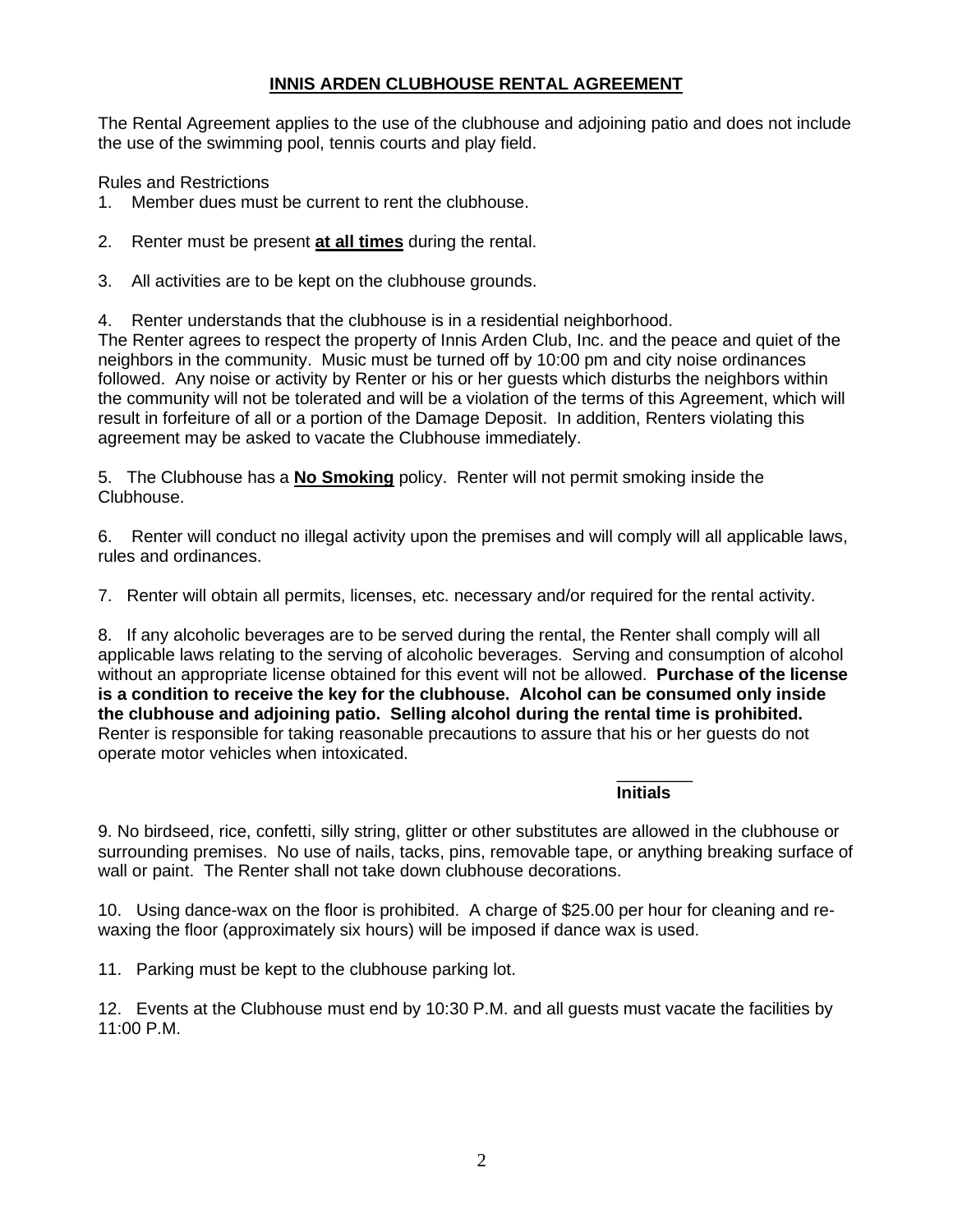# **INNIS ARDEN CLUBHOUSE RENTAL AGREEMENT**

The Rental Agreement applies to the use of the clubhouse and adjoining patio and does not include the use of the swimming pool, tennis courts and play field.

Rules and Restrictions

1. Member dues must be current to rent the clubhouse.

2. Renter must be present **at all times** during the rental.

3. All activities are to be kept on the clubhouse grounds.

4. Renter understands that the clubhouse is in a residential neighborhood.
The Renter agrees to respect the property of Innis Arden Club, Inc. and the peace and quiet of the neighbors in the community. Music must be turned off by 10:00 pm and city noise ordinances followed. Any noise or activity by Renter or his or her guests which disturbs the neighbors within the community will not be tolerated and will be a violation of the terms of this Agreement, which will result in forfeiture of all or a portion of the Damage Deposit. In addition, Renters violating this agreement may be asked to vacate the Clubhouse immediately.

5. The Clubhouse has a **No Smoking** policy. Renter will not permit smoking inside the Clubhouse.

6. Renter will conduct no illegal activity upon the premises and will comply will all applicable laws, rules and ordinances.

7. Renter will obtain all permits, licenses, etc. necessary and/or required for the rental activity.

8. If any alcoholic beverages are to be served during the rental, the Renter shall comply will all applicable laws relating to the serving of alcoholic beverages. Serving and consumption of alcohol without an appropriate license obtained for this event will not be allowed. **Purchase of the license is a condition to receive the key for the clubhouse. Alcohol can be consumed only inside the clubhouse and adjoining patio. Selling alcohol during the rental time is prohibited.** Renter is responsible for taking reasonable precautions to assure that his or her guests do not operate motor vehicles when intoxicated.

________
**Initials**

9. No birdseed, rice, confetti, silly string, glitter or other substitutes are allowed in the clubhouse or surrounding premises. No use of nails, tacks, pins, removable tape, or anything breaking surface of wall or paint. The Renter shall not take down clubhouse decorations.

10. Using dance-wax on the floor is prohibited. A charge of $25.00 per hour for cleaning and re-waxing the floor (approximately six hours) will be imposed if dance wax is used.

11. Parking must be kept to the clubhouse parking lot.

12. Events at the Clubhouse must end by 10:30 P.M. and all guests must vacate the facilities by 11:00 P.M.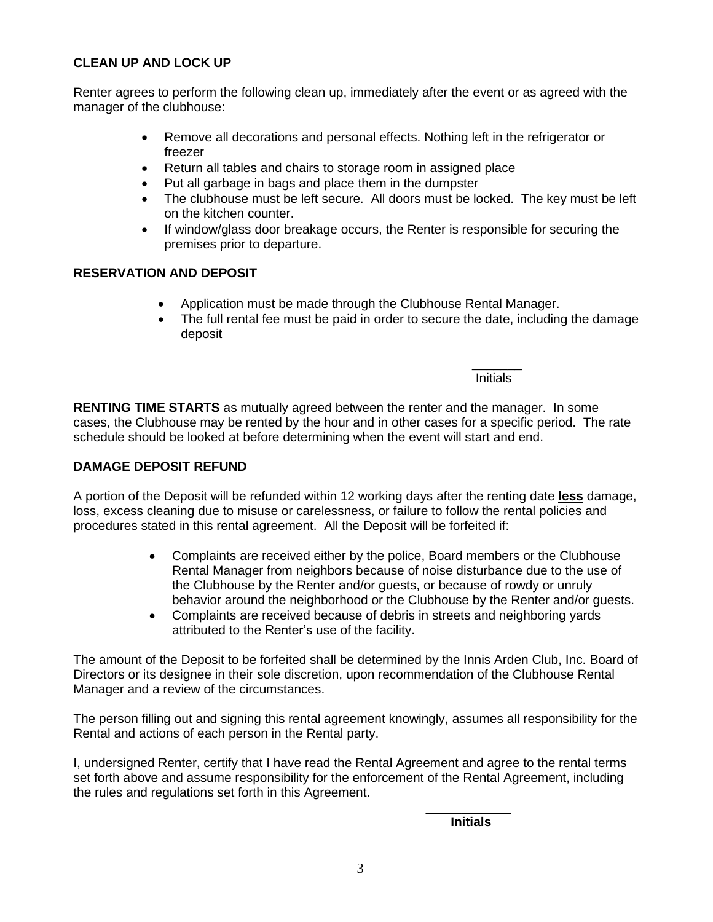**CLEAN UP AND LOCK UP**

Renter agrees to perform the following clean up, immediately after the event or as agreed with the manager of the clubhouse:

- Remove all decorations and personal effects. Nothing left in the refrigerator or freezer
- Return all tables and chairs to storage room in assigned place
- Put all garbage in bags and place them in the dumpster
- The clubhouse must be left secure. All doors must be locked. The key must be left on the kitchen counter.
- If window/glass door breakage occurs, the Renter is responsible for securing the premises prior to departure.

**RESERVATION AND DEPOSIT**

- Application must be made through the Clubhouse Rental Manager.
- The full rental fee must be paid in order to secure the date, including the damage deposit

_______
Initials

**RENTING TIME STARTS** as mutually agreed between the renter and the manager. In some cases, the Clubhouse may be rented by the hour and in other cases for a specific period. The rate schedule should be looked at before determining when the event will start and end.

**DAMAGE DEPOSIT REFUND**

A portion of the Deposit will be refunded within 12 working days after the renting date **less** damage, loss, excess cleaning due to misuse or carelessness, or failure to follow the rental policies and procedures stated in this rental agreement. All the Deposit will be forfeited if:

- Complaints are received either by the police, Board members or the Clubhouse Rental Manager from neighbors because of noise disturbance due to the use of the Clubhouse by the Renter and/or guests, or because of rowdy or unruly behavior around the neighborhood or the Clubhouse by the Renter and/or guests.
- Complaints are received because of debris in streets and neighboring yards attributed to the Renter's use of the facility.

The amount of the Deposit to be forfeited shall be determined by the Innis Arden Club, Inc. Board of Directors or its designee in their sole discretion, upon recommendation of the Clubhouse Rental Manager and a review of the circumstances.

The person filling out and signing this rental agreement knowingly, assumes all responsibility for the Rental and actions of each person in the Rental party.

I, undersigned Renter, certify that I have read the Rental Agreement and agree to the rental terms set forth above and assume responsibility for the enforcement of the Rental Agreement, including the rules and regulations set forth in this Agreement.

___________
**Initials**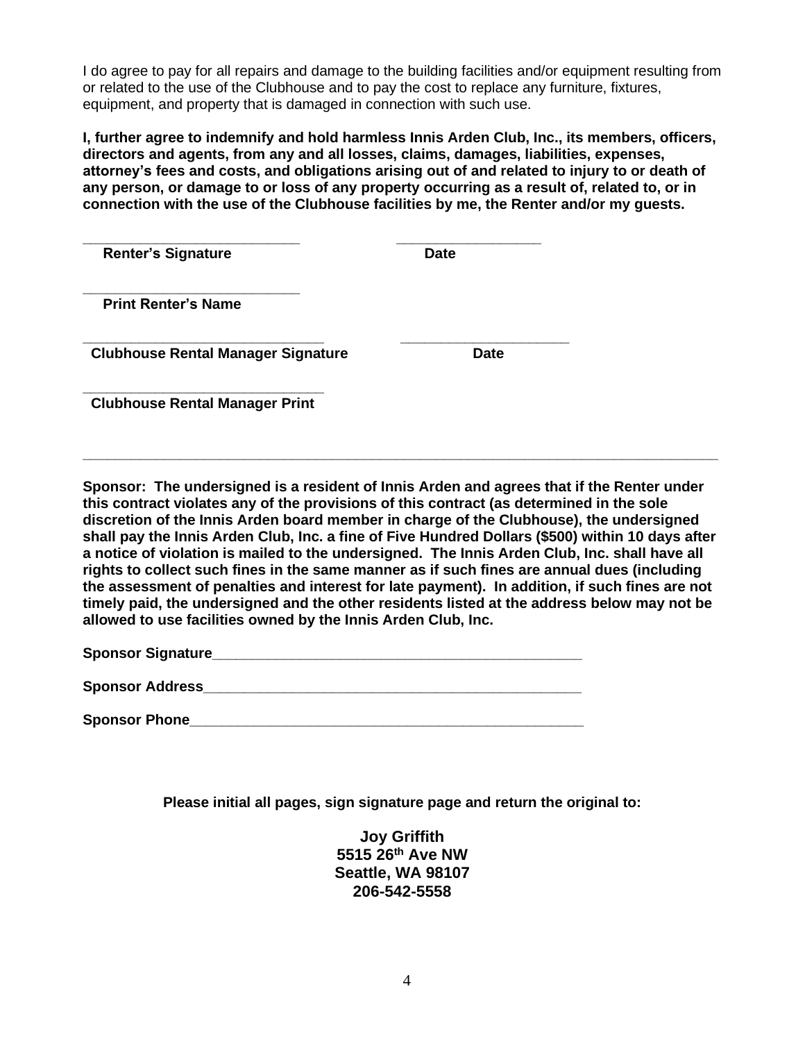I do agree to pay for all repairs and damage to the building facilities and/or equipment resulting from or related to the use of the Clubhouse and to pay the cost to replace any furniture, fixtures, equipment, and property that is damaged in connection with such use.

**I, further agree to indemnify and hold harmless Innis Arden Club, Inc., its members, officers, directors and agents, from any and all losses, claims, damages, liabilities, expenses, attorney's fees and costs, and obligations arising out of and related to injury to or death of any person, or damage to or loss of any property occurring as a result of, related to, or in connection with the use of the Clubhouse facilities by me, the Renter and/or my guests.**

\_\_\_\_\_\_\_\_\_\_\_\_\_\_\_\_\_\_\_\_\_\_\_\_\_\_\_\_ \_\_\_\_\_\_\_\_\_\_\_\_\_\_\_\_\_\_\_

**Renter's Signature** **Date**

\_\_\_\_\_\_\_\_\_\_\_\_\_\_\_\_\_\_\_\_\_\_\_\_\_\_\_\_

**Print Renter's Name**

\_\_\_\_\_\_\_\_\_\_\_\_\_\_\_\_\_\_\_\_\_\_\_\_\_\_\_\_\_\_\_ \_\_\_\_\_\_\_\_\_\_\_\_\_\_\_\_\_\_\_\_\_\_

**Clubhouse Rental Manager Signature** **Date**

\_\_\_\_\_\_\_\_\_\_\_\_\_\_\_\_\_\_\_\_\_\_\_\_\_\_\_\_\_\_\_

**Clubhouse Rental Manager Print**

---

**Sponsor: The undersigned is a resident of Innis Arden and agrees that if the Renter under this contract violates any of the provisions of this contract (as determined in the sole discretion of the Innis Arden board member in charge of the Clubhouse), the undersigned shall pay the Innis Arden Club, Inc. a fine of Five Hundred Dollars ($500) within 10 days after a notice of violation is mailed to the undersigned. The Innis Arden Club, Inc. shall have all rights to collect such fines in the same manner as if such fines are annual dues (including the assessment of penalties and interest for late payment). In addition, if such fines are not timely paid, the undersigned and the other residents listed at the address below may not be allowed to use facilities owned by the Innis Arden Club, Inc.**

**Sponsor Signature**\_\_\_\_\_\_\_\_\_\_\_\_\_\_\_\_\_\_\_\_\_\_\_\_\_\_\_\_\_\_\_\_\_\_\_\_\_\_\_\_\_\_\_\_\_\_\_

**Sponsor Address**\_\_\_\_\_\_\_\_\_\_\_\_\_\_\_\_\_\_\_\_\_\_\_\_\_\_\_\_\_\_\_\_\_\_\_\_\_\_\_\_\_\_\_\_\_\_\_\_\_

**Sponsor Phone**\_\_\_\_\_\_\_\_\_\_\_\_\_\_\_\_\_\_\_\_\_\_\_\_\_\_\_\_\_\_\_\_\_\_\_\_\_\_\_\_\_\_\_\_\_\_\_\_\_\_\_\_

**Please initial all pages, sign signature page and return the original to:**

**Joy Griffith**
**5515 26th Ave NW**
**Seattle, WA 98107**
**206-542-5558**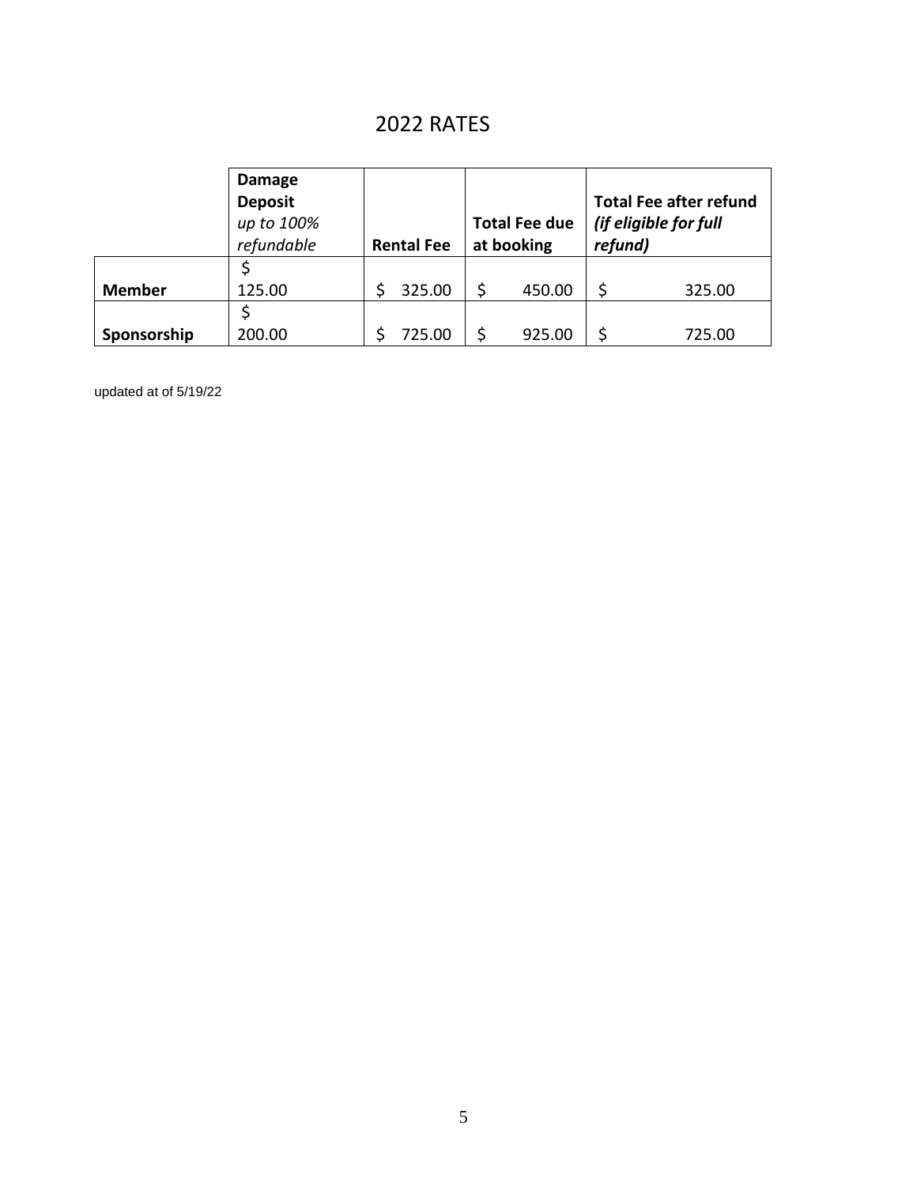# 2022 RATES

| | **Damage Deposit** *up to 100% refundable* | **Rental Fee** | **Total Fee due at booking** | **Total Fee after refund** ***(if eligible for full refund)*** |
|---|---|---|---|---|
| **Member** | $ 125.00 | $ 325.00 | $ 450.00 | $ 325.00 |
| **Sponsorship** | $ 200.00 | $ 725.00 | $ 925.00 | $ 725.00 |

updated at of 5/19/22